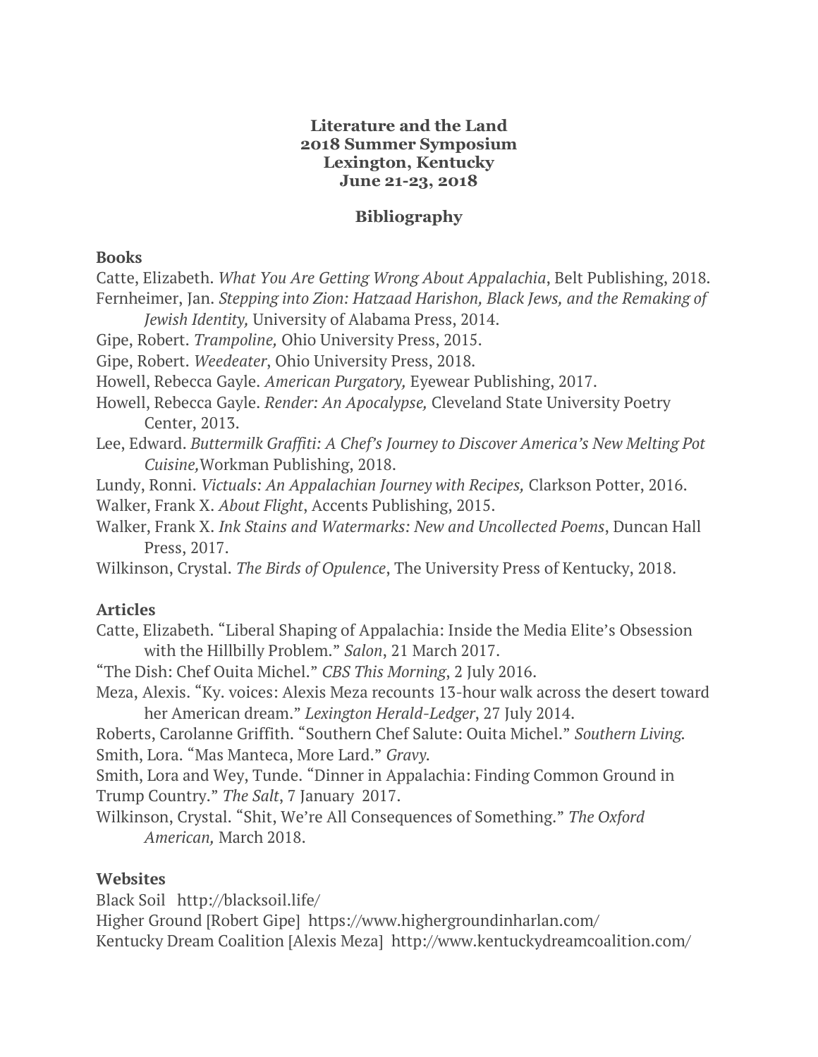**Literature and the Land**
**2018 Summer Symposium**
**Lexington, Kentucky**
**June 21-23, 2018**

## Bibliography

### Books

Catte, Elizabeth. *What You Are Getting Wrong About Appalachia*, Belt Publishing, 2018.

Fernheimer, Jan. *Stepping into Zion: Hatzaad Harishon, Black Jews, and the Remaking of Jewish Identity,* University of Alabama Press, 2014.

Gipe, Robert. *Trampoline,* Ohio University Press, 2015.

Gipe, Robert. *Weedeater*, Ohio University Press, 2018.

Howell, Rebecca Gayle. *American Purgatory,* Eyewear Publishing, 2017.

Howell, Rebecca Gayle. *Render: An Apocalypse,* Cleveland State University Poetry Center, 2013.

Lee, Edward. *Buttermilk Graffiti: A Chef's Journey to Discover America's New Melting Pot Cuisine,*Workman Publishing, 2018.

Lundy, Ronni. *Victuals: An Appalachian Journey with Recipes,* Clarkson Potter, 2016.

Walker, Frank X. *About Flight*, Accents Publishing, 2015.

Walker, Frank X. *Ink Stains and Watermarks: New and Uncollected Poems*, Duncan Hall Press, 2017.

Wilkinson, Crystal. *The Birds of Opulence*, The University Press of Kentucky, 2018.

### Articles

Catte, Elizabeth. "Liberal Shaping of Appalachia: Inside the Media Elite's Obsession with the Hillbilly Problem." *Salon*, 21 March 2017.

"The Dish: Chef Ouita Michel." *CBS This Morning*, 2 July 2016.

Meza, Alexis. "Ky. voices: Alexis Meza recounts 13-hour walk across the desert toward her American dream." *Lexington Herald-Ledger*, 27 July 2014.

Roberts, Carolanne Griffith. "Southern Chef Salute: Ouita Michel." *Southern Living.*

Smith, Lora. "Mas Manteca, More Lard." *Gravy.*

Smith, Lora and Wey, Tunde. "Dinner in Appalachia: Finding Common Ground in Trump Country." *The Salt*, 7 January 2017.

Wilkinson, Crystal. "Shit, We're All Consequences of Something." *The Oxford American,* March 2018.

### Websites

Black Soil http://blacksoil.life/

Higher Ground [Robert Gipe] https://www.highergroundinharlan.com/

Kentucky Dream Coalition [Alexis Meza] http://www.kentuckydreamcoalition.com/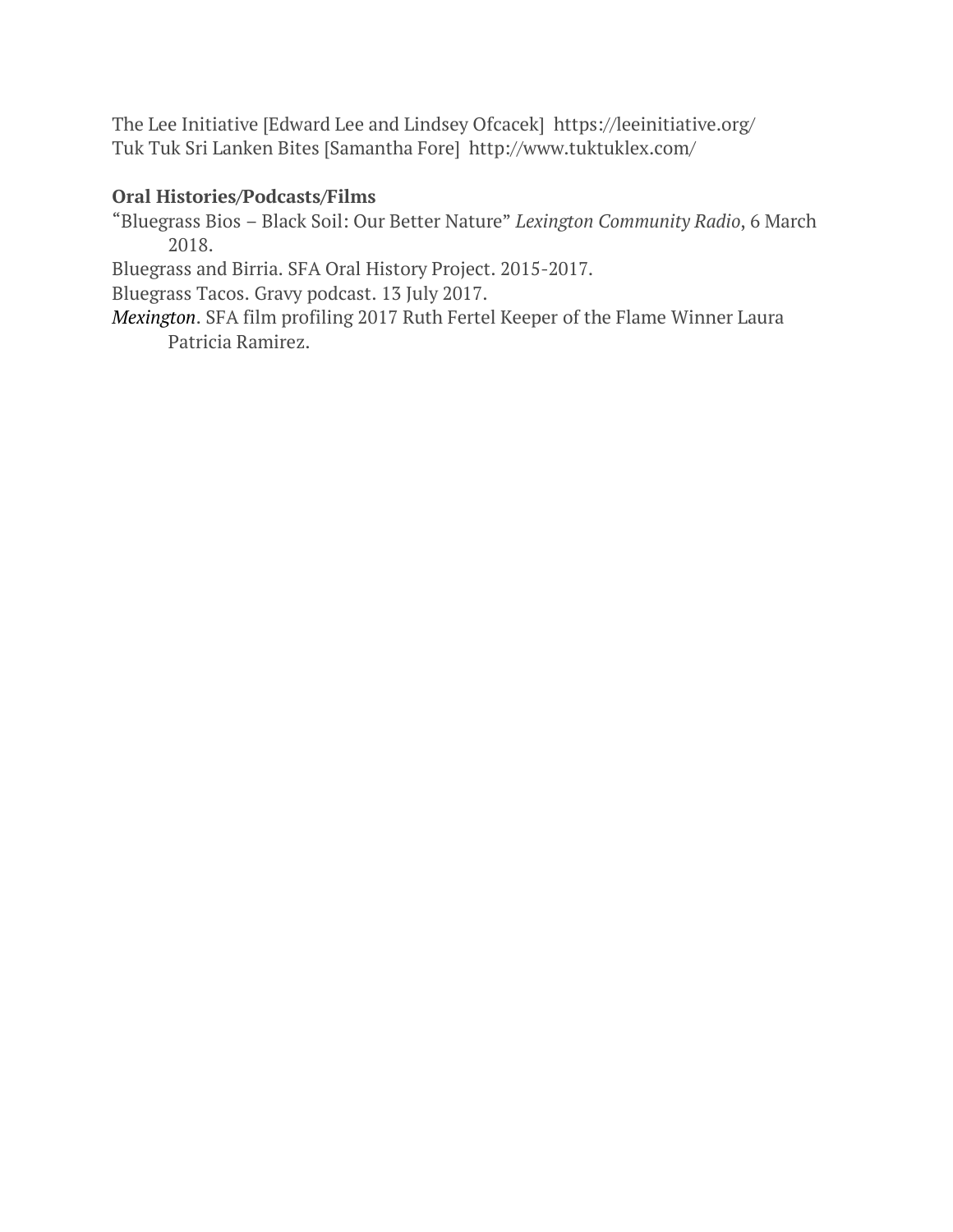The Lee Initiative [Edward Lee and Lindsey Ofcacek] https://leeinitiative.org/
Tuk Tuk Sri Lanken Bites [Samantha Fore] http://www.tuktuklex.com/

**Oral Histories/Podcasts/Films**

"Bluegrass Bios – Black Soil: Our Better Nature" *Lexington Community Radio*, 6 March 2018.

Bluegrass and Birria. SFA Oral History Project. 2015-2017.

Bluegrass Tacos. Gravy podcast. 13 July 2017.

*Mexington*. SFA film profiling 2017 Ruth Fertel Keeper of the Flame Winner Laura Patricia Ramirez.